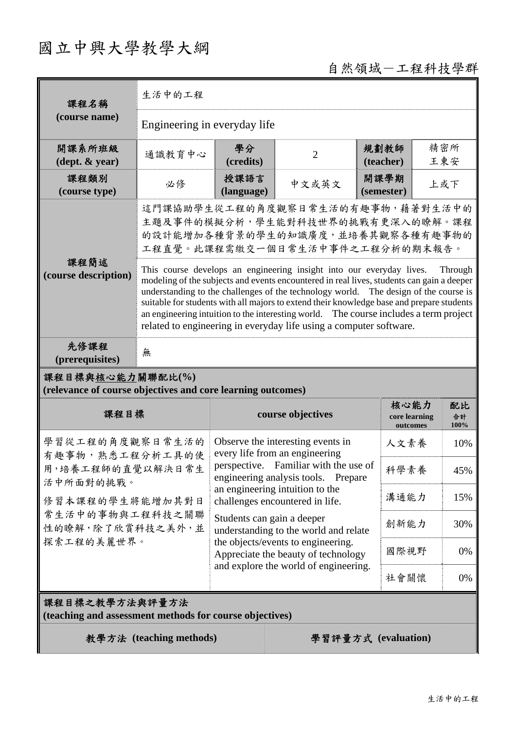# 國立中興大學教學大綱

自然領域－工程科技學群

| 課程名稱 (course name) | 生活中的工程 | | | | |
|---|---|---|---|---|---|
| | Engineering in everyday life | | | | |
| 開課系所班級 (dept. & year) | 通識教育中心 | 學分 (credits) | 2 | 規劃教師 (teacher) | 精密所 王東安 |
| 課程類別 (course type) | 必修 | 授課語言 (language) | 中文或英文 | 開課學期 (semester) | 上或下 |
| 課程簡述 (course description) | 這門課協助學生從工程的角度觀察日常生活的有趣事物，藉著對生活中的主題及事件的模擬分析，學生能對科技世界的挑戰有更深入的瞭解。課程的設計能增加各種背景的學生的知識廣度，並培養其觀察各種有趣事物的工程直覺。此課程需繳交一個日常生活中事件之工程分析的期末報告。 | | | | |
| | This course develops an engineering insight into our everyday lives. Through modeling of the subjects and events encountered in real lives, students can gain a deeper understanding to the challenges of the technology world. The design of the course is suitable for students with all majors to extend their knowledge base and prepare students an engineering intuition to the interesting world. The course includes a term project related to engineering in everyday life using a computer software. | | | | |
| 先修課程 (prerequisites) | 無 | | | | |

**課程目標與核心能力關聯配比(%)**
**(relevance of course objectives and core learning outcomes)**

| 課程目標 | course objectives | 核心能力 core learning outcomes | 配比 合計 100% |
|---|---|---|---|
| 學習從工程的角度觀察日常生活的有趣事物，熟悉工程分析工具的使用，培養工程師的直覺以解決日常生活中所面對的挑戰。<br>修習本課程的學生將能增加其對日常生活中的事物與工程科技之關聯性的瞭解，除了欣賞科技之美外，並探索工程的美麗世界。 | Observe the interesting events in every life from an engineering perspective. Familiar with the use of engineering analysis tools. Prepare an engineering intuition to the challenges encountered in life.<br>Students can gain a deeper understanding to the world and relate the objects/events to engineering. Appreciate the beauty of technology and explore the world of engineering. | 人文素養 | 10% |
| | | 科學素養 | 45% |
| | | 溝通能力 | 15% |
| | | 創新能力 | 30% |
| | | 國際視野 | 0% |
| | | 社會關懷 | 0% |

**課程目標之教學方法與評量方法**
**(teaching and assessment methods for course objectives)**

| 教學方法 (teaching methods) | 學習評量方式 (evaluation) |
|---|---|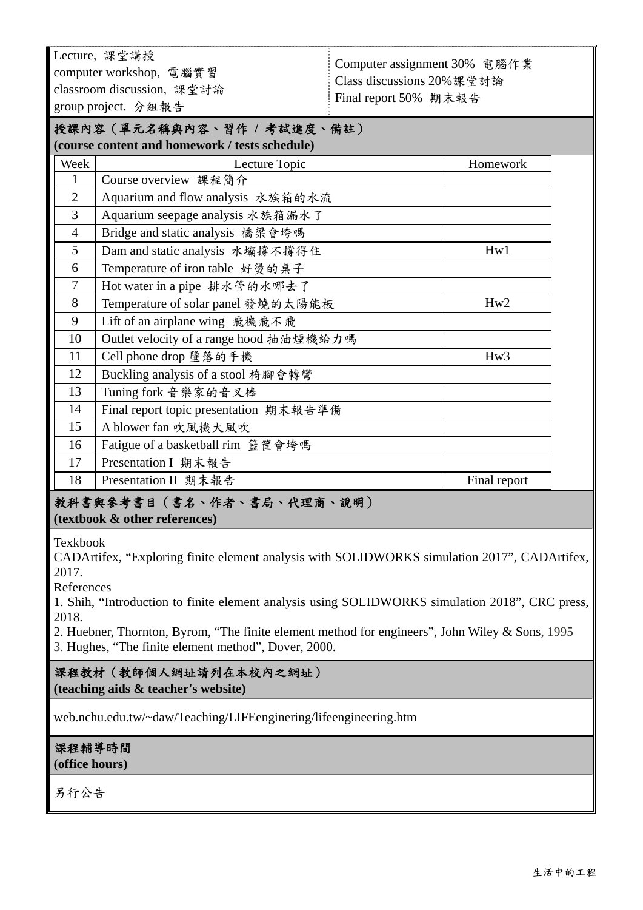| | |
|---|---|
| Lecture, 課堂講授<br>computer workshop, 電腦實習<br>classroom discussion, 課堂討論<br>group project. 分組報告 | Computer assignment 30% 電腦作業<br>Class discussions 20%課堂討論<br>Final report 50% 期末報告 |

## 授課內容（單元名稱與內容、習作 / 考試進度、備註）
**(course content and homework / tests schedule)**

| Week | Lecture Topic | Homework |
|---|---|---|
| 1 | Course overview 課程簡介 | |
| 2 | Aquarium and flow analysis 水族箱的水流 | |
| 3 | Aquarium seepage analysis 水族箱漏水了 | |
| 4 | Bridge and static analysis 橋梁會垮嗎 | |
| 5 | Dam and static analysis 水壩撐不撐得住 | Hw1 |
| 6 | Temperature of iron table 好燙的桌子 | |
| 7 | Hot water in a pipe 排水管的水哪去了 | |
| 8 | Temperature of solar panel 發燒的太陽能板 | Hw2 |
| 9 | Lift of an airplane wing 飛機飛不飛 | |
| 10 | Outlet velocity of a range hood 抽油煙機給力嗎 | |
| 11 | Cell phone drop 墜落的手機 | Hw3 |
| 12 | Buckling analysis of a stool 椅腳會轉彎 | |
| 13 | Tuning fork 音樂家的音叉棒 | |
| 14 | Final report topic presentation 期末報告準備 | |
| 15 | A blower fan 吹風機大風吹 | |
| 16 | Fatigue of a basketball rim 籃筐會垮嗎 | |
| 17 | Presentation I 期末報告 | |
| 18 | Presentation II 期末報告 | Final report |

## 教科書與參考書目（書名、作者、書局、代理商、說明）
**(textbook & other references)**

Texkbook

CADArtifex, “Exploring finite element analysis with SOLIDWORKS simulation 2017”, CADArtifex, 2017.

References

1. Shih, “Introduction to finite element analysis using SOLIDWORKS simulation 2018”, CRC press, 2018.
2. Huebner, Thornton, Byrom, “The finite element method for engineers”, John Wiley & Sons, 1995
3. Hughes, “The finite element method”, Dover, 2000.

## 課程教材（教師個人網址請列在本校內之網址）
**(teaching aids & teacher's website)**

web.nchu.edu.tw/~daw/Teaching/LIFEenginering/lifeengineering.htm

## 課程輔導時間
**(office hours)**

另行公告